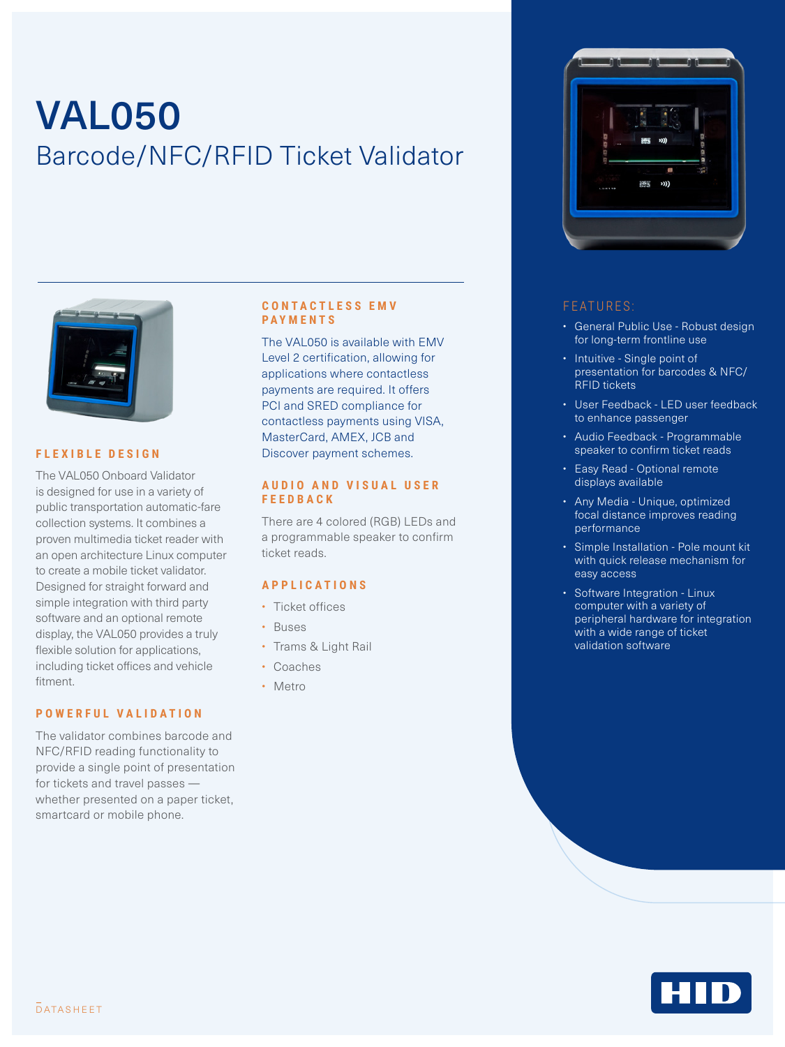# VAL050

## Barcode/NFC/RFID Ticket Validator

### FLEXIBLE DESIGN

The VAL050 Onboard Validator is designed for use in a variety of public transportation automatic-fare collection systems. It combines a proven multimedia ticket reader with an open architecture Linux computer to create a mobile ticket validator. Designed for straight forward and simple integration with third party software and an optional remote display, the VAL050 provides a truly flexible solution for applications, including ticket offices and vehicle fitment.

### POWERFUL VALIDATION

The validator combines barcode and NFC/RFID reading functionality to provide a single point of presentation for tickets and travel passes — whether presented on a paper ticket, smartcard or mobile phone.

### CONTACTLESS EMV PAYMENTS

The VAL050 is available with EMV Level 2 certification, allowing for applications where contactless payments are required. It offers PCI and SRED compliance for contactless payments using VISA, MasterCard, AMEX, JCB and Discover payment schemes.

### AUDIO AND VISUAL USER FEEDBACK

There are 4 colored (RGB) LEDs and a programmable speaker to confirm ticket reads.

### APPLICATIONS

- Ticket offices
- Buses
- Trams & Light Rail
- Coaches
- Metro

### FEATURES:

- General Public Use - Robust design for long-term frontline use
- Intuitive - Single point of presentation for barcodes & NFC/RFID tickets
- User Feedback - LED user feedback to enhance passenger
- Audio Feedback - Programmable speaker to confirm ticket reads
- Easy Read - Optional remote displays available
- Any Media - Unique, optimized focal distance improves reading performance
- Simple Installation - Pole mount kit with quick release mechanism for easy access
- Software Integration - Linux computer with a variety of peripheral hardware for integration with a wide range of ticket validation software

DATASHEET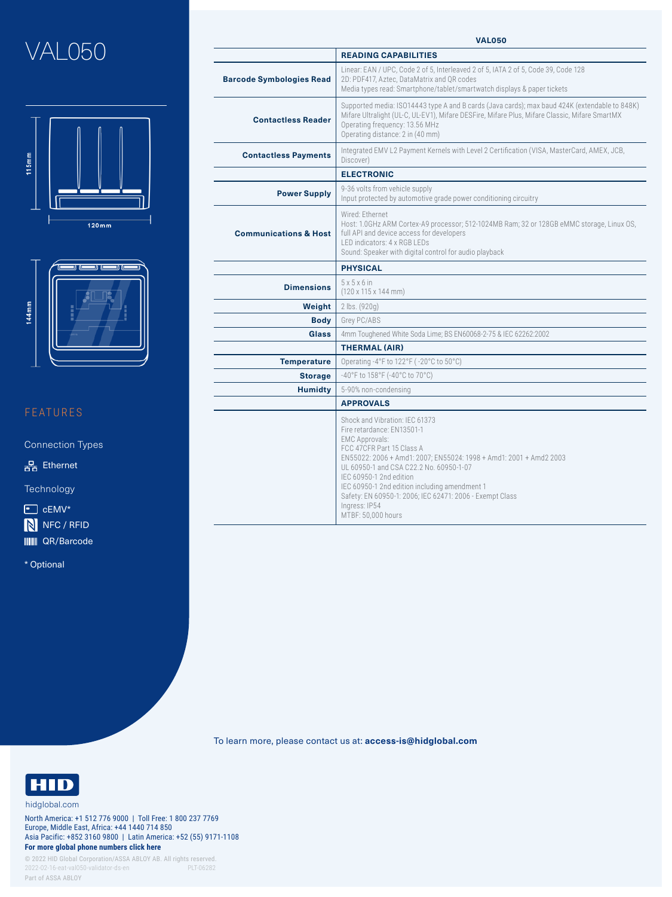# VAL050

115mm

120mm

144mm

## FEATURES

Connection Types

Ethernet

Technology

cEMV*

NFC / RFID

QR/Barcode

\* Optional

| | VAL050 |
|---|---|
| | **READING CAPABILITIES** |
| **Barcode Symbologies Read** | Linear: EAN / UPC, Code 2 of 5, Interleaved 2 of 5, IATA 2 of 5, Code 39, Code 128<br>2D: PDF417, Aztec, DataMatrix and QR codes<br>Media types read: Smartphone/tablet/smartwatch displays & paper tickets |
| **Contactless Reader** | Supported media: ISO14443 type A and B cards (Java cards); max baud 424K (extendable to 848K)<br>Mifare Ultralight (UL-C, UL-EV1), Mifare DESFire, Mifare Plus, Mifare Classic, Mifare SmartMX<br>Operating frequency: 13.56 MHz<br>Operating distance: 2 in (40 mm) |
| **Contactless Payments** | Integrated EMV L2 Payment Kernels with Level 2 Certification (VISA, MasterCard, AMEX, JCB, Discover) |
| | **ELECTRONIC** |
| **Power Supply** | 9-36 volts from vehicle supply<br>Input protected by automotive grade power conditioning circuitry |
| **Communications & Host** | Wired: Ethernet<br>Host: 1.0GHz ARM Cortex-A9 processor; 512-1024MB Ram; 32 or 128GB eMMC storage, Linux OS, full API and device access for developers<br>LED indicators: 4 x RGB LEDs<br>Sound: Speaker with digital control for audio playback |
| | **PHYSICAL** |
| **Dimensions** | 5 x 5 x 6 in<br>(120 x 115 x 144 mm) |
| **Weight** | 2 lbs. (920g) |
| **Body** | Grey PC/ABS |
| **Glass** | 4mm Toughened White Soda Lime; BS EN60068-2-75 & IEC 62262:2002 |
| | **THERMAL (AIR)** |
| **Temperature** | Operating -4°F to 122°F ( -20°C to 50°C) |
| **Storage** | -40°F to 158°F (-40°C to 70°C) |
| **Humidty** | 5-90% non-condensing |
| | **APPROVALS** |
| | Shock and Vibration: IEC 61373<br>Fire retardance: EN13501-1<br>EMC Approvals:<br>FCC 47CFR Part 15 Class A<br>EN55022: 2006 + Amd1: 2007; EN55024: 1998 + Amd1: 2001 + Amd2 2003<br>UL 60950-1 and CSA C22.2 No. 60950-1-07<br>IEC 60950-1 2nd edition<br>IEC 60950-1 2nd edition including amendment 1<br>Safety: EN 60950-1: 2006; IEC 62471: 2006 - Exempt Class<br>Ingress: IP54<br>MTBF: 50,000 hours |

To learn more, please contact us at: **access-is@hidglobal.com**

HID

hidglobal.com

North America: +1 512 776 9000 | Toll Free: 1 800 237 7769
Europe, Middle East, Africa: +44 1440 714 850
Asia Pacific: +852 3160 9800 | Latin America: +52 (55) 9171-1108
**For more global phone numbers click here**

© 2022 HID Global Corporation/ASSA ABLOY AB. All rights reserved.
2022-02-16-eat-val050-validator-ds-en PLT-06282
Part of ASSA ABLOY